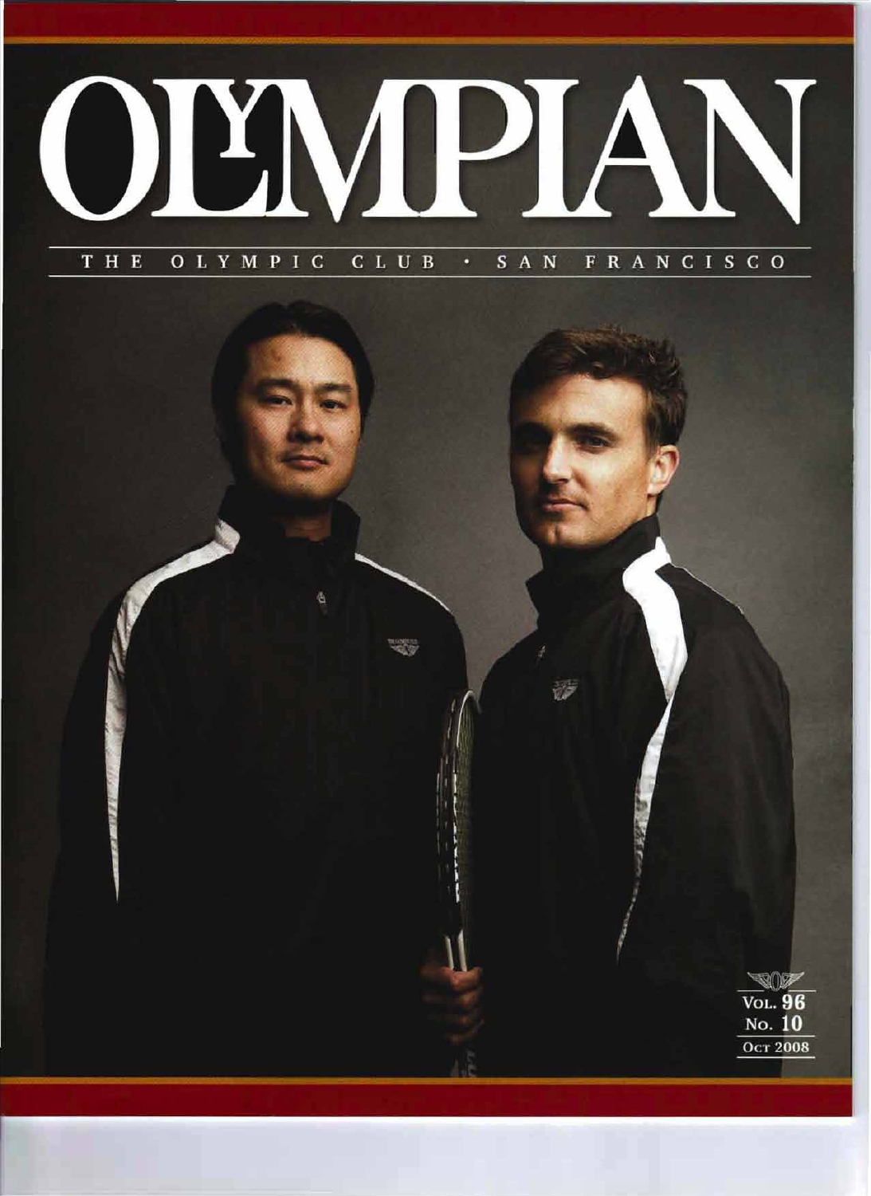# OLYMPIAN

THE OLYMPIC CLUB · SAN FRANCISCO

VOL. 96
No. 10
OCT 2008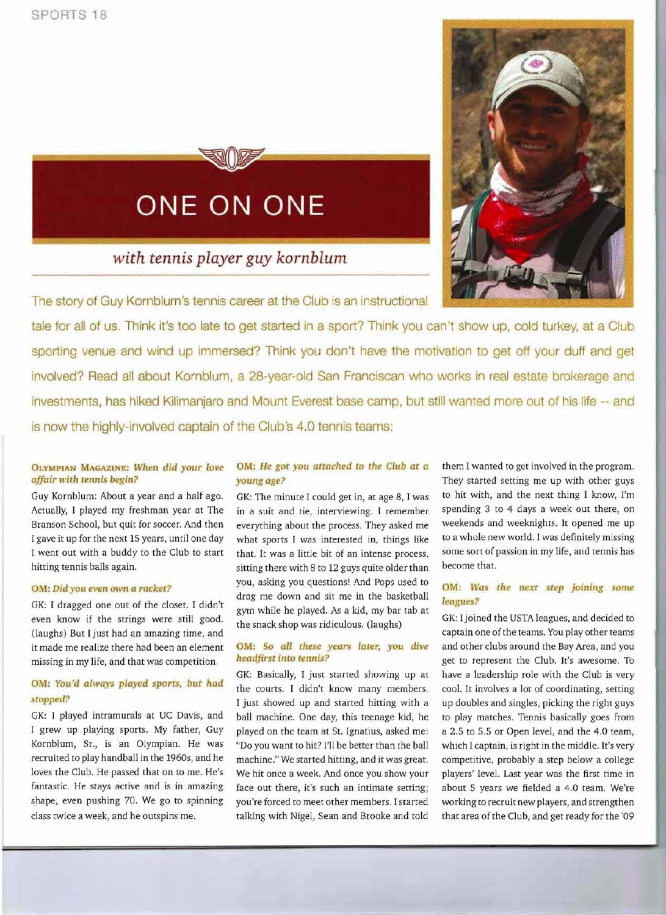# ONE ON ONE

## *with tennis player guy kornblum*

The story of Guy Kornblum's tennis career at the Club is an instructional tale for all of us. Think it's too late to get started in a sport? Think you can't show up, cold turkey, at a Club sporting venue and wind up immersed? Think you don't have the motivation to get off your duff and get involved? Read all about Kornblum, a 28-year-old San Franciscan who works in real estate brokerage and investments, has hiked Kilimanjaro and Mount Everest base camp, but still wanted more out of his life -- and is now the highly-involved captain of the Club's 4.0 tennis teams:

**OLYMPIAN MAGAZINE: *When did your love affair with tennis begin?***

Guy Kornblum: About a year and a half ago. Actually, I played my freshman year at The Branson School, but quit for soccer. And then I gave it up for the next 15 years, until one day I went out with a buddy to the Club to start hitting tennis balls again.

**OM: *Did you even own a racket?***

GK: I dragged one out of the closet. I didn't even know if the strings were still good. (laughs) But I just had an amazing time, and it made me realize there had been an element missing in my life, and that was competition.

**OM: *You'd always played sports, but had stopped?***

GK: I played intramurals at UC Davis, and I grew up playing sports. My father, Guy Kornblum, Sr., is an Olympian. He was recruited to play handball in the 1960s, and he loves the Club. He passed that on to me. He's fantastic. He stays active and is in amazing shape, even pushing 70. We go to spinning class twice a week, and he outspins me.

**OM: *He got you attached to the Club at a young age?***

GK: The minute I could get in, at age 8, I was in a suit and tie, interviewing. I remember everything about the process. They asked me what sports I was interested in, things like that. It was a little bit of an intense process, sitting there with 8 to 12 guys quite older than you, asking you questions! And Pops used to drag me down and sit me in the basketball gym while he played. As a kid, my bar tab at the snack shop was ridiculous. (laughs)

**OM: *So all these years later, you dive headfirst into tennis?***

GK: Basically, I just started showing up at the courts. I didn't know many members. I just showed up and started hitting with a ball machine. One day, this teenage kid, he played on the team at St. Ignatius, asked me: "Do you want to hit? I'll be better than the ball machine." We started hitting, and it was great. We hit once a week. And once you show your face out there, it's such an intimate setting; you're forced to meet other members. I started talking with Nigel, Sean and Brooke and told them I wanted to get involved in the program. They started setting me up with other guys to hit with, and the next thing I know, I'm spending 3 to 4 days a week out there, on weekends and weeknights. It opened me up to a whole new world. I was definitely missing some sort of passion in my life, and tennis has become that.

**OM: *Was the next step joining some leagues?***

GK: I joined the USTA leagues, and decided to captain one of the teams. You play other teams and other clubs around the Bay Area, and you get to represent the Club. It's awesome. To have a leadership role with the Club is very cool. It involves a lot of coordinating, setting up doubles and singles, picking the right guys to play matches. Tennis basically goes from a 2.5 to 5.5 or Open level, and the 4.0 team, which I captain, is right in the middle. It's very competitive, probably a step below a college players' level. Last year was the first time in about 5 years we fielded a 4.0 team. We're working to recruit new players, and strengthen that area of the Club, and get ready for the '09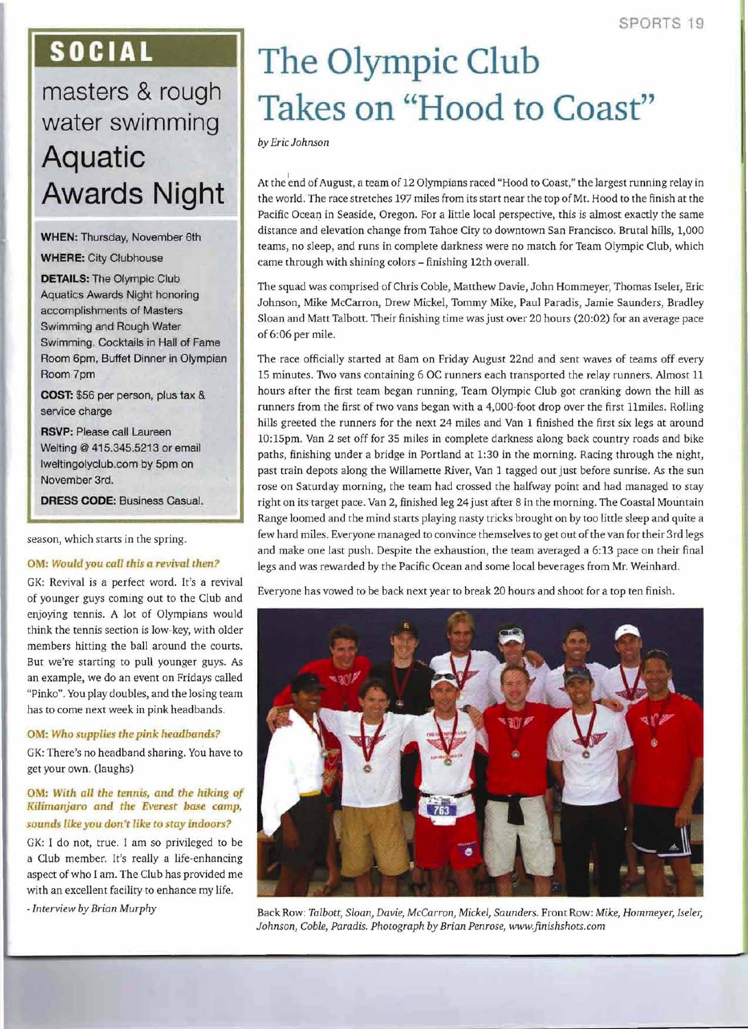## SOCIAL

### masters & rough water swimming

# Aquatic Awards Night

**WHEN:** Thursday, November 6th

**WHERE:** City Clubhouse

**DETAILS:** The Olympic Club Aquatics Awards Night honoring accomplishments of Masters Swimming and Rough Water Swimming. Cocktails in Hall of Fame Room 6pm, Buffet Dinner in Olympian Room 7pm

**COST:** $56 per person, plus tax & service charge

**RSVP:** Please call Laureen Welting @ 415.345.5213 or email lweltingolyclub.com by 5pm on November 3rd.

**DRESS CODE:** Business Casual.

season, which starts in the spring.

**OM: *Would you call this a revival then?***

GK: Revival is a perfect word. It's a revival of younger guys coming out to the Club and enjoying tennis. A lot of Olympians would think the tennis section is low-key, with older members hitting the ball around the courts. But we're starting to pull younger guys. As an example, we do an event on Fridays called "Pinko". You play doubles, and the losing team has to come next week in pink headbands.

**OM: *Who supplies the pink headbands?***

GK: There's no headband sharing. You have to get your own. (laughs)

**OM: *With all the tennis, and the hiking of Kilimanjaro and the Everest base camp, sounds like you don't like to stay indoors?***

GK: I do not, true. I am so privileged to be a Club member. It's really a life-enhancing aspect of who I am. The Club has provided me with an excellent facility to enhance my life.

*- Interview by Brian Murphy*

# The Olympic Club Takes on "Hood to Coast"

*by Eric Johnson*

At the end of August, a team of 12 Olympians raced "Hood to Coast," the largest running relay in the world. The race stretches 197 miles from its start near the top of Mt. Hood to the finish at the Pacific Ocean in Seaside, Oregon. For a little local perspective, this is almost exactly the same distance and elevation change from Tahoe City to downtown San Francisco. Brutal hills, 1,000 teams, no sleep, and runs in complete darkness were no match for Team Olympic Club, which came through with shining colors – finishing 12th overall.

The squad was comprised of Chris Coble, Matthew Davie, John Hommeyer, Thomas Iseler, Eric Johnson, Mike McCarron, Drew Mickel, Tommy Mike, Paul Paradis, Jamie Saunders, Bradley Sloan and Matt Talbott. Their finishing time was just over 20 hours (20:02) for an average pace of 6:06 per mile.

The race officially started at 8am on Friday August 22nd and sent waves of teams off every 15 minutes. Two vans containing 6 OC runners each transported the relay runners. Almost 11 hours after the first team began running, Team Olympic Club got cranking down the hill as runners from the first of two vans began with a 4,000-foot drop over the first 11miles. Rolling hills greeted the runners for the next 24 miles and Van 1 finished the first six legs at around 10:15pm. Van 2 set off for 35 miles in complete darkness along back country roads and bike paths, finishing under a bridge in Portland at 1:30 in the morning. Racing through the night, past train depots along the Willamette River, Van 1 tagged out just before sunrise. As the sun rose on Saturday morning, the team had crossed the halfway point and had managed to stay right on its target pace. Van 2, finished leg 24 just after 8 in the morning. The Coastal Mountain Range loomed and the mind starts playing nasty tricks brought on by too little sleep and quite a few hard miles. Everyone managed to convince themselves to get out of the van for their 3rd legs and make one last push. Despite the exhaustion, the team averaged a 6:13 pace on their final legs and was rewarded by the Pacific Ocean and some local beverages from Mr. Weinhard.

Everyone has vowed to be back next year to break 20 hours and shoot for a top ten finish.

Back Row: *Talbott, Sloan, Davie, McCarron, Mickel, Saunders.* Front Row: *Mike, Hommeyer, Iseler, Johnson, Coble, Paradis. Photograph by Brian Penrose, www.finishshots.com*